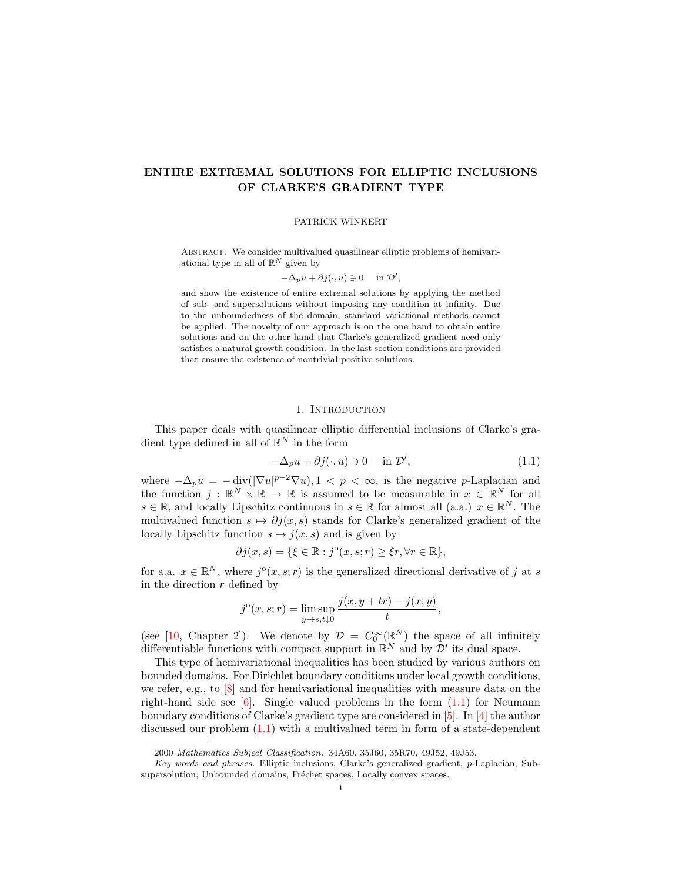# ENTIRE EXTREMAL SOLUTIONS FOR ELLIPTIC INCLUSIONS OF CLARKE'S GRADIENT TYPE

PATRICK WINKERT

Abstract. We consider multivalued quasilinear elliptic problems of hemivariational type in all of $\mathbb{R}^N$ given by

$$-\Delta_p u + \partial j(\cdot, u) \ni 0 \quad \text{in } \mathcal{D}',$$

and show the existence of entire extremal solutions by applying the method of sub- and supersolutions without imposing any condition at infinity. Due to the unboundedness of the domain, standard variational methods cannot be applied. The novelty of our approach is on the one hand to obtain entire solutions and on the other hand that Clarke's generalized gradient need only satisfies a natural growth condition. In the last section conditions are provided that ensure the existence of nontrivial positive solutions.

## 1. Introduction

This paper deals with quasilinear elliptic differential inclusions of Clarke's gradient type defined in all of $\mathbb{R}^N$ in the form

$$-\Delta_p u + \partial j(\cdot, u) \ni 0 \quad \text{in } \mathcal{D}', \tag{1.1}$$

where $-\Delta_p u = -\operatorname{div}(|\nabla u|^{p-2}\nabla u), 1 < p < \infty$, is the negative $p$-Laplacian and the function $j : \mathbb{R}^N \times \mathbb{R} \to \mathbb{R}$ is assumed to be measurable in $x \in \mathbb{R}^N$ for all $s \in \mathbb{R}$, and locally Lipschitz continuous in $s \in \mathbb{R}$ for almost all (a.a.) $x \in \mathbb{R}^N$. The multivalued function $s \mapsto \partial j(x, s)$ stands for Clarke's generalized gradient of the locally Lipschitz function $s \mapsto j(x, s)$ and is given by

$$\partial j(x, s) = \{\xi \in \mathbb{R} : j^{\text{o}}(x, s; r) \geq \xi r, \forall r \in \mathbb{R}\},$$

for a.a. $x \in \mathbb{R}^N$, where $j^{\text{o}}(x, s; r)$ is the generalized directional derivative of $j$ at $s$ in the direction $r$ defined by

$$j^{\text{o}}(x, s; r) = \limsup_{y \to s, t \downarrow 0} \frac{j(x, y + tr) - j(x, y)}{t},$$

(see [10, Chapter 2]). We denote by $\mathcal{D} = C_0^\infty(\mathbb{R}^N)$ the space of all infinitely differentiable functions with compact support in $\mathbb{R}^N$ and by $\mathcal{D}'$ its dual space.

This type of hemivariational inequalities has been studied by various authors on bounded domains. For Dirichlet boundary conditions under local growth conditions, we refer, e.g., to [8] and for hemivariational inequalities with measure data on the right-hand side see [6]. Single valued problems in the form (1.1) for Neumann boundary conditions of Clarke's gradient type are considered in [5]. In [4] the author discussed our problem (1.1) with a multivalued term in form of a state-dependent

---

2000 *Mathematics Subject Classification.* 34A60, 35J60, 35R70, 49J52, 49J53.

*Key words and phrases.* Elliptic inclusions, Clarke's generalized gradient, $p$-Laplacian, Sub-supersolution, Unbounded domains, Fréchet spaces, Locally convex spaces.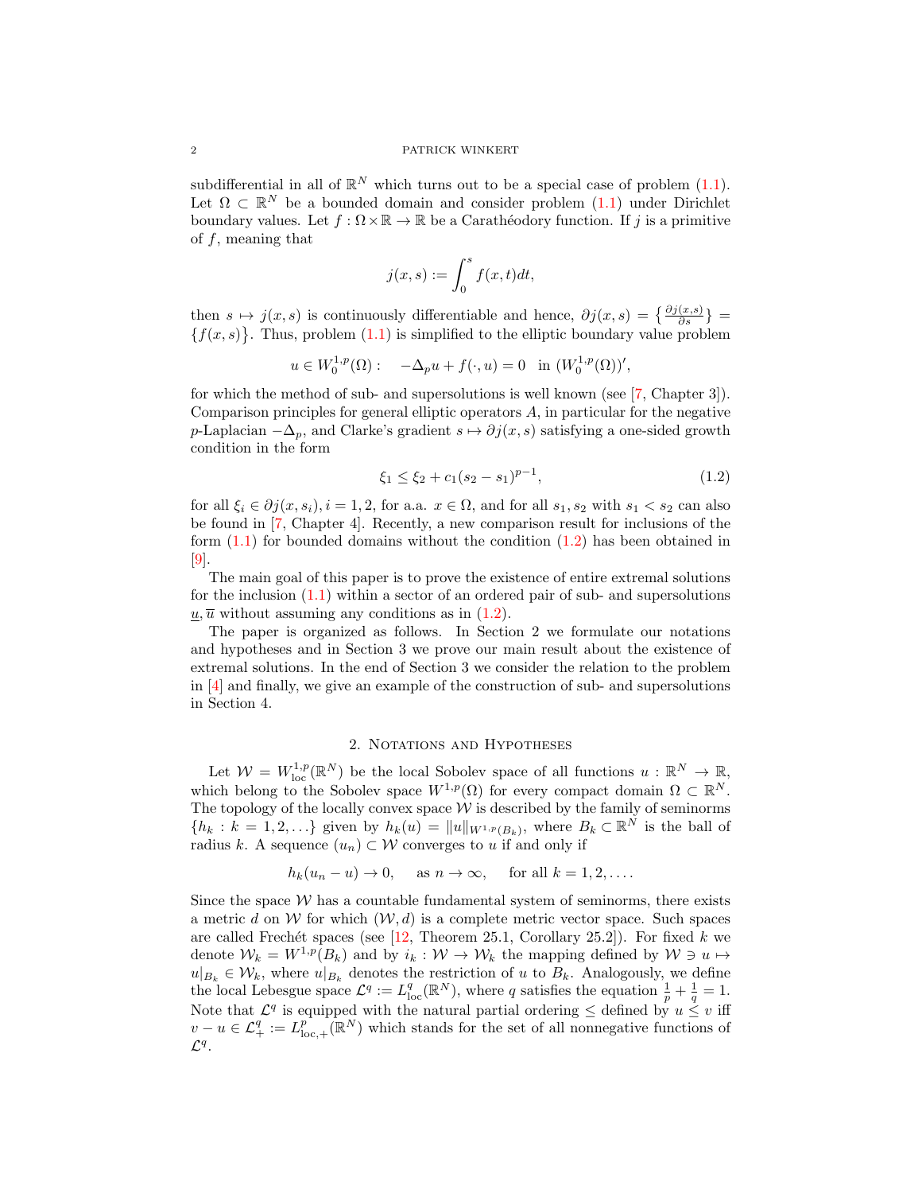subdifferential in all of $\mathbb{R}^N$ which turns out to be a special case of problem (1.1). Let $\Omega \subset \mathbb{R}^N$ be a bounded domain and consider problem (1.1) under Dirichlet boundary values. Let $f : \Omega \times \mathbb{R} \to \mathbb{R}$ be a Carathéodory function. If $j$ is a primitive of $f$, meaning that

$$j(x,s) := \int_0^s f(x,t)dt,$$

then $s \mapsto j(x,s)$ is continuously differentiable and hence, $\partial j(x,s) = \left\{ \frac{\partial j(x,s)}{\partial s} \right\} = \left\{ f(x,s) \right\}$. Thus, problem (1.1) is simplified to the elliptic boundary value problem

$$u \in W_0^{1,p}(\Omega) : \quad -\Delta_p u + f(\cdot, u) = 0 \quad \text{in } (W_0^{1,p}(\Omega))',$$

for which the method of sub- and supersolutions is well known (see [7, Chapter 3]). Comparison principles for general elliptic operators $A$, in particular for the negative $p$-Laplacian $-\Delta_p$, and Clarke's gradient $s \mapsto \partial j(x,s)$ satisfying a one-sided growth condition in the form

$$\xi_1 \leq \xi_2 + c_1(s_2 - s_1)^{p-1}, \tag{1.2}$$

for all $\xi_i \in \partial j(x, s_i), i = 1, 2$, for a.a. $x \in \Omega$, and for all $s_1, s_2$ with $s_1 < s_2$ can also be found in [7, Chapter 4]. Recently, a new comparison result for inclusions of the form (1.1) for bounded domains without the condition (1.2) has been obtained in [9].

The main goal of this paper is to prove the existence of entire extremal solutions for the inclusion (1.1) within a sector of an ordered pair of sub- and supersolutions $\underline{u}, \overline{u}$ without assuming any conditions as in (1.2).

The paper is organized as follows. In Section 2 we formulate our notations and hypotheses and in Section 3 we prove our main result about the existence of extremal solutions. In the end of Section 3 we consider the relation to the problem in [4] and finally, we give an example of the construction of sub- and supersolutions in Section 4.

## 2. Notations and Hypotheses

Let $\mathcal{W} = W^{1,p}_{\text{loc}}(\mathbb{R}^N)$ be the local Sobolev space of all functions $u : \mathbb{R}^N \to \mathbb{R}$, which belong to the Sobolev space $W^{1,p}(\Omega)$ for every compact domain $\Omega \subset \mathbb{R}^N$. The topology of the locally convex space $\mathcal{W}$ is described by the family of seminorms $\{h_k : k = 1, 2, \ldots\}$ given by $h_k(u) = \|u\|_{W^{1,p}(B_k)}$, where $B_k \subset \mathbb{R}^N$ is the ball of radius $k$. A sequence $(u_n) \subset \mathcal{W}$ converges to $u$ if and only if

$$h_k(u_n - u) \to 0, \quad \text{as } n \to \infty, \quad \text{for all } k = 1, 2, \ldots.$$

Since the space $\mathcal{W}$ has a countable fundamental system of seminorms, there exists a metric $d$ on $\mathcal{W}$ for which $(\mathcal{W}, d)$ is a complete metric vector space. Such spaces are called Frechét spaces (see [12, Theorem 25.1, Corollary 25.2]). For fixed $k$ we denote $\mathcal{W}_k = W^{1,p}(B_k)$ and by $i_k : \mathcal{W} \to \mathcal{W}_k$ the mapping defined by $\mathcal{W} \ni u \mapsto u|_{B_k} \in \mathcal{W}_k$, where $u|_{B_k}$ denotes the restriction of $u$ to $B_k$. Analogously, we define the local Lebesgue space $\mathcal{L}^q := L^q_{\text{loc}}(\mathbb{R}^N)$, where $q$ satisfies the equation $\frac{1}{p} + \frac{1}{q} = 1$. Note that $\mathcal{L}^q$ is equipped with the natural partial ordering $\leq$ defined by $u \leq v$ iff $v - u \in \mathcal{L}^q_+ := L^p_{\text{loc},+}(\mathbb{R}^N)$ which stands for the set of all nonnegative functions of $\mathcal{L}^q$.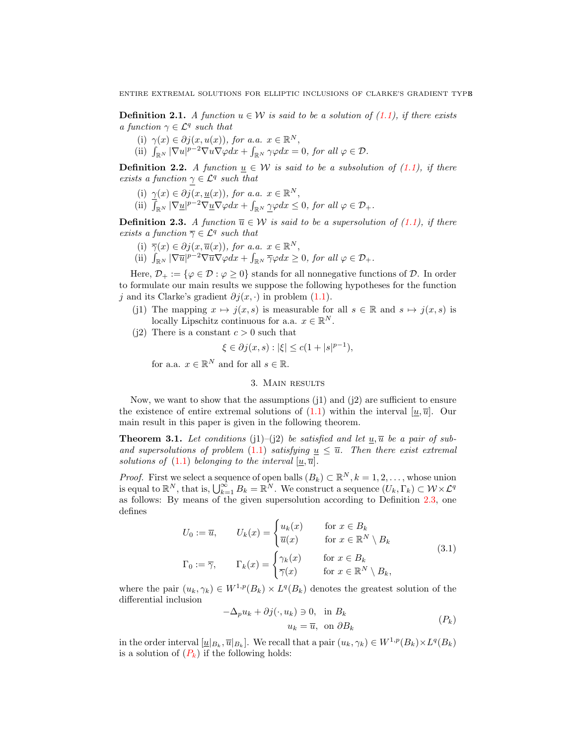**Definition 2.1.** *A function $u \in \mathcal{W}$ is said to be a solution of (1.1), if there exists a function $\gamma \in \mathcal{L}^q$ such that*

(i) *$\gamma(x) \in \partial j(x, u(x))$, for a.a. $x \in \mathbb{R}^N$,*

(ii) *$\int_{\mathbb{R}^N} |\nabla u|^{p-2}\nabla u \nabla \varphi dx + \int_{\mathbb{R}^N} \gamma \varphi dx = 0$, for all $\varphi \in \mathcal{D}$.*

**Definition 2.2.** *A function $\underline{u} \in \mathcal{W}$ is said to be a subsolution of (1.1), if there exists a function $\underline{\gamma} \in \mathcal{L}^q$ such that*

(i) *$\underline{\gamma}(x) \in \partial j(x, \underline{u}(x))$, for a.a. $x \in \mathbb{R}^N$,*

(ii) *$\int_{\mathbb{R}^N} |\nabla \underline{u}|^{p-2}\nabla \underline{u} \nabla \varphi dx + \int_{\mathbb{R}^N} \underline{\gamma} \varphi dx \le 0$, for all $\varphi \in \mathcal{D}_+$.*

**Definition 2.3.** *A function $\overline{u} \in \mathcal{W}$ is said to be a supersolution of (1.1), if there exists a function $\overline{\gamma} \in \mathcal{L}^q$ such that*

(i) *$\overline{\gamma}(x) \in \partial j(x, \overline{u}(x))$, for a.a. $x \in \mathbb{R}^N$,*

(ii) *$\int_{\mathbb{R}^N} |\nabla \overline{u}|^{p-2}\nabla \overline{u} \nabla \varphi dx + \int_{\mathbb{R}^N} \overline{\gamma} \varphi dx \ge 0$, for all $\varphi \in \mathcal{D}_+$.*

Here, $\mathcal{D}_+ := \{\varphi \in \mathcal{D} : \varphi \ge 0\}$ stands for all nonnegative functions of $\mathcal{D}$. In order to formulate our main results we suppose the following hypotheses for the function $j$ and its Clarke's gradient $\partial j(x, \cdot)$ in problem (1.1).

(j1) The mapping $x \mapsto j(x, s)$ is measurable for all $s \in \mathbb{R}$ and $s \mapsto j(x, s)$ is locally Lipschitz continuous for a.a. $x \in \mathbb{R}^N$.

(j2) There is a constant $c > 0$ such that

$$\xi \in \partial j(x, s) : |\xi| \le c(1 + |s|^{p-1}),$$

for a.a. $x \in \mathbb{R}^N$ and for all $s \in \mathbb{R}$.

## 3. Main results

Now, we want to show that the assumptions (j1) and (j2) are sufficient to ensure the existence of entire extremal solutions of (1.1) within the interval $[\underline{u}, \overline{u}]$. Our main result in this paper is given in the following theorem.

**Theorem 3.1.** *Let conditions (j1)–(j2) be satisfied and let $\underline{u}, \overline{u}$ be a pair of sub- and supersolutions of problem (1.1) satisfying $\underline{u} \le \overline{u}$. Then there exist extremal solutions of (1.1) belonging to the interval $[\underline{u}, \overline{u}]$.*

*Proof.* First we select a sequence of open balls $(B_k) \subset \mathbb{R}^N$, $k = 1, 2, \ldots$, whose union is equal to $\mathbb{R}^N$, that is, $\bigcup_{k=1}^{\infty} B_k = \mathbb{R}^N$. We construct a sequence $(U_k, \Gamma_k) \subset \mathcal{W} \times \mathcal{L}^q$ as follows: By means of the given supersolution according to Definition 2.3, one defines

$$
\begin{aligned}
U_0 &:= \overline{u}, \qquad U_k(x) = \begin{cases} u_k(x) & \text{for } x \in B_k \\ \overline{u}(x) & \text{for } x \in \mathbb{R}^N \setminus B_k \end{cases} \\
\Gamma_0 &:= \overline{\gamma}, \qquad \Gamma_k(x) = \begin{cases} \gamma_k(x) & \text{for } x \in B_k \\ \overline{\gamma}(x) & \text{for } x \in \mathbb{R}^N \setminus B_k, \end{cases}
\end{aligned}
\tag{3.1}
$$

where the pair $(u_k, \gamma_k) \in W^{1,p}(B_k) \times L^q(B_k)$ denotes the greatest solution of the differential inclusion

$$
\begin{aligned}
-\Delta_p u_k + \partial j(\cdot, u_k) &\ni 0, \quad \text{in } B_k \\
u_k &= \overline{u}, \quad \text{on } \partial B_k
\end{aligned}
\tag{$P_k$}
$$

in the order interval $[\underline{u}|_{B_k}, \overline{u}|_{B_k}]$. We recall that a pair $(u_k, \gamma_k) \in W^{1,p}(B_k) \times L^q(B_k)$ is a solution of ($P_k$) if the following holds: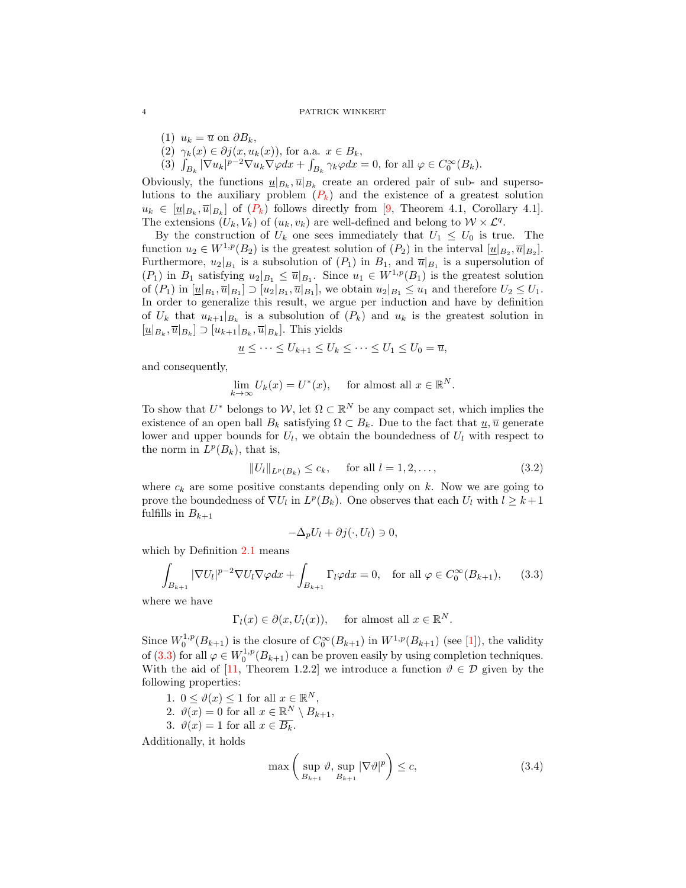(1) $u_k = \overline{u}$ on $\partial B_k$,
(2) $\gamma_k(x) \in \partial j(x, u_k(x))$, for a.a. $x \in B_k$,
(3) $\int_{B_k} |\nabla u_k|^{p-2} \nabla u_k \nabla \varphi dx + \int_{B_k} \gamma_k \varphi dx = 0$, for all $\varphi \in C_0^\infty(B_k)$.

Obviously, the functions $\underline{u}|_{B_k}, \overline{u}|_{B_k}$ create an ordered pair of sub- and supersolutions to the auxiliary problem ($P_k$) and the existence of a greatest solution $u_k \in [\underline{u}|_{B_k}, \overline{u}|_{B_k}]$ of ($P_k$) follows directly from [9, Theorem 4.1, Corollary 4.1]. The extensions $(U_k, V_k)$ of $(u_k, v_k)$ are well-defined and belong to $\mathcal{W} \times \mathcal{L}^q$.

By the construction of $U_k$ one sees immediately that $U_1 \leq U_0$ is true. The function $u_2 \in W^{1,p}(B_2)$ is the greatest solution of ($P_2$) in the interval $[\underline{u}|_{B_2}, \overline{u}|_{B_2}]$. Furthermore, $u_2|_{B_1}$ is a subsolution of ($P_1$) in $B_1$, and $\overline{u}|_{B_1}$ is a supersolution of ($P_1$) in $B_1$ satisfying $u_2|_{B_1} \leq \overline{u}|_{B_1}$. Since $u_1 \in W^{1,p}(B_1)$ is the greatest solution of ($P_1$) in $[\underline{u}|_{B_1}, \overline{u}|_{B_1}] \supset [u_2|_{B_1}, \overline{u}|_{B_1}]$, we obtain $u_2|_{B_1} \leq u_1$ and therefore $U_2 \leq U_1$. In order to generalize this result, we argue per induction and have by definition of $U_k$ that $u_{k+1}|_{B_k}$ is a subsolution of ($P_k$) and $u_k$ is the greatest solution in $[\underline{u}|_{B_k}, \overline{u}|_{B_k}] \supset [u_{k+1}|_{B_k}, \overline{u}|_{B_k}]$. This yields

$$\underline{u} \leq \cdots \leq U_{k+1} \leq U_k \leq \cdots \leq U_1 \leq U_0 = \overline{u},$$

and consequently,

$$\lim_{k \to \infty} U_k(x) = U^*(x), \quad \text{ for almost all } x \in \mathbb{R}^N.$$

To show that $U^*$ belongs to $\mathcal{W}$, let $\Omega \subset \mathbb{R}^N$ be any compact set, which implies the existence of an open ball $B_k$ satisfying $\Omega \subset B_k$. Due to the fact that $\underline{u}, \overline{u}$ generate lower and upper bounds for $U_l$, we obtain the boundedness of $U_l$ with respect to the norm in $L^p(B_k)$, that is,

$$\|U_l\|_{L^p(B_k)} \leq c_k, \quad \text{ for all } l = 1, 2, \ldots, \tag{3.2}$$

where $c_k$ are some positive constants depending only on $k$. Now we are going to prove the boundedness of $\nabla U_l$ in $L^p(B_k)$. One observes that each $U_l$ with $l \geq k+1$ fulfills in $B_{k+1}$

$$-\Delta_p U_l + \partial j(\cdot, U_l) \ni 0,$$

which by Definition 2.1 means

$$\int_{B_{k+1}} |\nabla U_l|^{p-2} \nabla U_l \nabla \varphi dx + \int_{B_{k+1}} \Gamma_l \varphi dx = 0, \quad \text{for all } \varphi \in C_0^\infty(B_{k+1}), \tag{3.3}$$

where we have

$$\Gamma_l(x) \in \partial(x, U_l(x)), \quad \text{ for almost all } x \in \mathbb{R}^N.$$

Since $W_0^{1,p}(B_{k+1})$ is the closure of $C_0^\infty(B_{k+1})$ in $W^{1,p}(B_{k+1})$ (see [1]), the validity of (3.3) for all $\varphi \in W_0^{1,p}(B_{k+1})$ can be proven easily by using completion techniques. With the aid of [11, Theorem 1.2.2] we introduce a function $\vartheta \in \mathcal{D}$ given by the following properties:

1. $0 \leq \vartheta(x) \leq 1$ for all $x \in \mathbb{R}^N$,
2. $\vartheta(x) = 0$ for all $x \in \mathbb{R}^N \setminus B_{k+1}$,
3. $\vartheta(x) = 1$ for all $x \in \overline{B_k}$.

Additionally, it holds

$$\max\left( \sup_{B_{k+1}} \vartheta, \sup_{B_{k+1}} |\nabla \vartheta|^p \right) \leq c, \tag{3.4}$$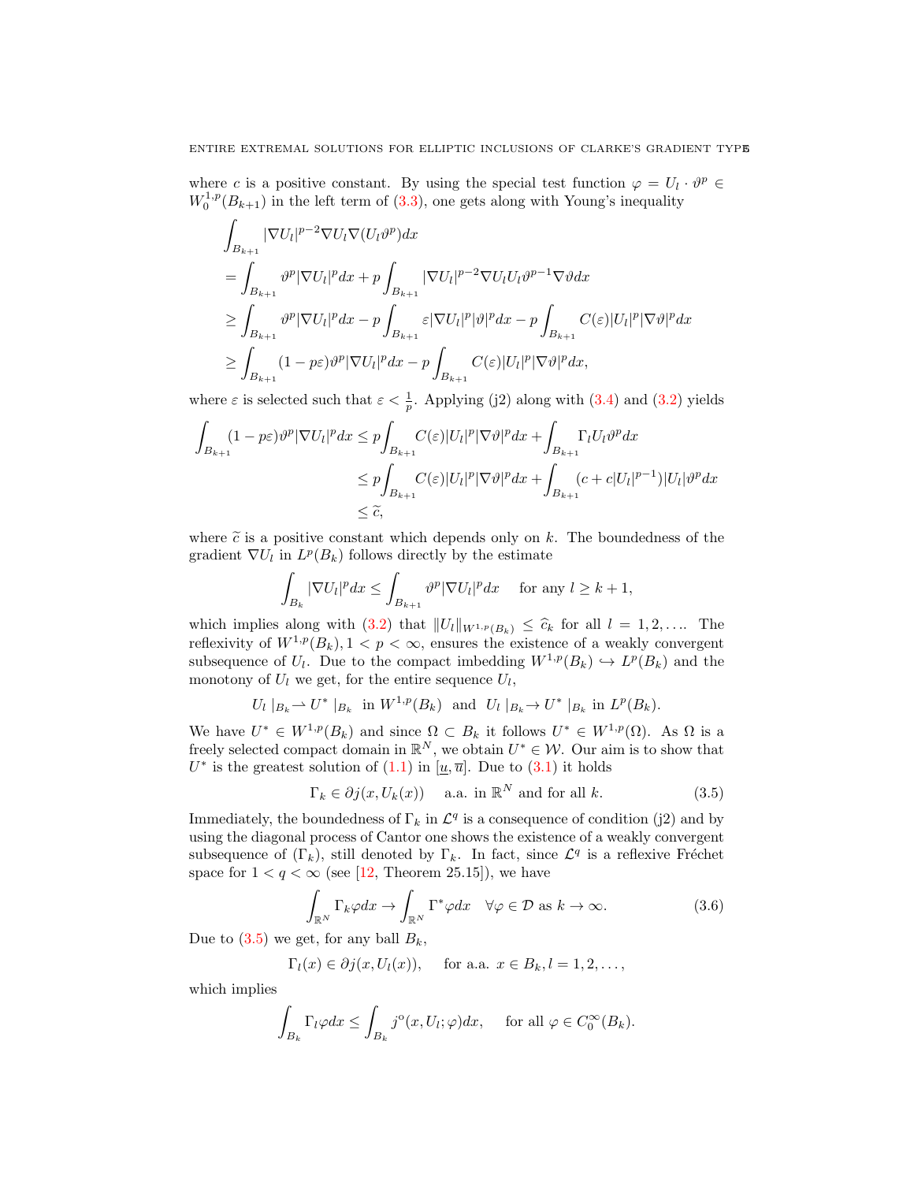where $c$ is a positive constant. By using the special test function $\varphi = U_l \cdot \vartheta^p \in W_0^{1,p}(B_{k+1})$ in the left term of (3.3), one gets along with Young's inequality

$$
\begin{aligned}
&\int_{B_{k+1}} |\nabla U_l|^{p-2}\nabla U_l \nabla(U_l\vartheta^p)dx \\
&= \int_{B_{k+1}} \vartheta^p |\nabla U_l|^p dx + p\int_{B_{k+1}} |\nabla U_l|^{p-2}\nabla U_l U_l \vartheta^{p-1}\nabla\vartheta dx \\
&\geq \int_{B_{k+1}} \vartheta^p |\nabla U_l|^p dx - p\int_{B_{k+1}} \varepsilon |\nabla U_l|^p |\vartheta|^p dx - p\int_{B_{k+1}} C(\varepsilon)|U_l|^p|\nabla\vartheta|^p dx \\
&\geq \int_{B_{k+1}} (1-p\varepsilon)\vartheta^p |\nabla U_l|^p dx - p\int_{B_{k+1}} C(\varepsilon)|U_l|^p|\nabla\vartheta|^p dx,
\end{aligned}
$$

where $\varepsilon$ is selected such that $\varepsilon < \frac{1}{p}$. Applying (j2) along with (3.4) and (3.2) yields

$$
\begin{aligned}
\int_{B_{k+1}} (1-p\varepsilon)\vartheta^p |\nabla U_l|^p dx &\leq p\int_{B_{k+1}} C(\varepsilon)|U_l|^p|\nabla\vartheta|^p dx + \int_{B_{k+1}} \Gamma_l U_l \vartheta^p dx \\
&\leq p\int_{B_{k+1}} C(\varepsilon)|U_l|^p|\nabla\vartheta|^p dx + \int_{B_{k+1}} (c + c|U_l|^{p-1})|U_l|\vartheta^p dx \\
&\leq \widetilde{c},
\end{aligned}
$$

where $\widetilde{c}$ is a positive constant which depends only on $k$. The boundedness of the gradient $\nabla U_l$ in $L^p(B_k)$ follows directly by the estimate

$$
\int_{B_k} |\nabla U_l|^p dx \leq \int_{B_{k+1}} \vartheta^p |\nabla U_l|^p dx \quad \text{ for any } l \geq k+1,
$$

which implies along with (3.2) that $\|U_l\|_{W^{1,p}(B_k)} \leq \widehat{c}_k$ for all $l = 1, 2, \ldots$. The reflexivity of $W^{1,p}(B_k), 1 < p < \infty$, ensures the existence of a weakly convergent subsequence of $U_l$. Due to the compact imbedding $W^{1,p}(B_k) \hookrightarrow L^p(B_k)$ and the monotony of $U_l$ we get, for the entire sequence $U_l$,

$$
U_l\mid_{B_k} \rightharpoonup U^*\mid_{B_k} \ \text{ in } W^{1,p}(B_k) \ \text{ and } \ U_l\mid_{B_k} \to U^*\mid_{B_k} \text{ in } L^p(B_k).
$$

We have $U^* \in W^{1,p}(B_k)$ and since $\Omega \subset B_k$ it follows $U^* \in W^{1,p}(\Omega)$. As $\Omega$ is a freely selected compact domain in $\mathbb{R}^N$, we obtain $U^* \in \mathcal{W}$. Our aim is to show that $U^*$ is the greatest solution of (1.1) in $[\underline{u}, \overline{u}]$. Due to (3.1) it holds

$$
\Gamma_k \in \partial j(x, U_k(x)) \quad \text{ a.a. in } \mathbb{R}^N \text{ and for all } k. \tag{3.5}
$$

Immediately, the boundedness of $\Gamma_k$ in $\mathcal{L}^q$ is a consequence of condition (j2) and by using the diagonal process of Cantor one shows the existence of a weakly convergent subsequence of $(\Gamma_k)$, still denoted by $\Gamma_k$. In fact, since $\mathcal{L}^q$ is a reflexive Fréchet space for $1 < q < \infty$ (see [12, Theorem 25.15]), we have

$$
\int_{\mathbb{R}^N} \Gamma_k \varphi dx \to \int_{\mathbb{R}^N} \Gamma^* \varphi dx \quad \forall \varphi \in \mathcal{D} \text{ as } k \to \infty. \tag{3.6}
$$

Due to (3.5) we get, for any ball $B_k$,

$$
\Gamma_l(x) \in \partial j(x, U_l(x)), \quad \text{ for a.a. } x \in B_k, l = 1, 2, \ldots,
$$

which implies

$$
\int_{B_k} \Gamma_l \varphi dx \leq \int_{B_k} j^o(x, U_l; \varphi)dx, \quad \text{ for all } \varphi \in C_0^\infty(B_k).
$$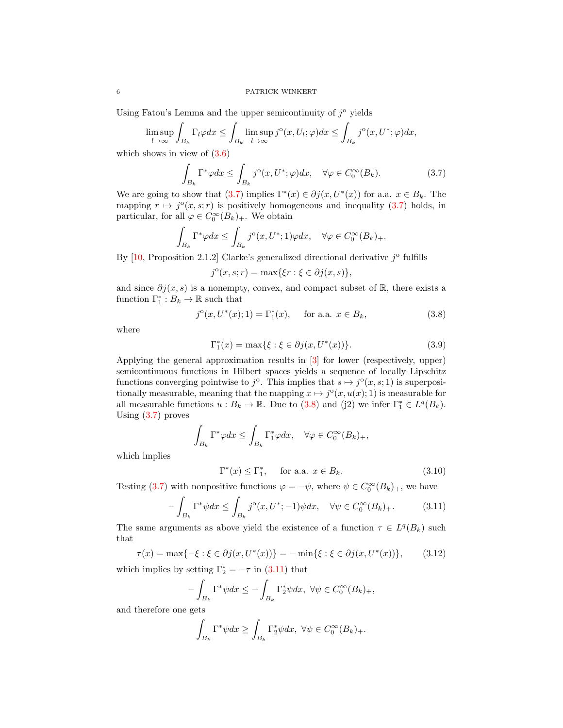Using Fatou's Lemma and the upper semicontinuity of $j^{\mathrm{o}}$ yields

$$\limsup_{l\to\infty}\int_{B_k}\Gamma_l\varphi dx \le \int_{B_k}\limsup_{l\to\infty} j^{\mathrm{o}}(x,U_l;\varphi)dx \le \int_{B_k} j^{\mathrm{o}}(x,U^*;\varphi)dx,$$

which shows in view of (3.6)

$$\int_{B_k}\Gamma^*\varphi dx \le \int_{B_k} j^{\mathrm{o}}(x,U^*;\varphi)dx, \quad \forall \varphi\in C_0^\infty(B_k). \tag{3.7}$$

We are going to show that (3.7) implies $\Gamma^*(x)\in\partial j(x,U^*(x))$ for a.a. $x\in B_k$. The mapping $r\mapsto j^{\mathrm{o}}(x,s;r)$ is positively homogeneous and inequality (3.7) holds, in particular, for all $\varphi\in C_0^\infty(B_k)_+$. We obtain

$$\int_{B_k}\Gamma^*\varphi dx \le \int_{B_k} j^{\mathrm{o}}(x,U^*;1)\varphi dx, \quad \forall \varphi\in C_0^\infty(B_k)_+.$$

By [10, Proposition 2.1.2] Clarke's generalized directional derivative $j^{\mathrm{o}}$ fulfills

$$j^{\mathrm{o}}(x,s;r)=\max\{\xi r:\xi\in\partial j(x,s)\},$$

and since $\partial j(x,s)$ is a nonempty, convex, and compact subset of $\mathbb{R}$, there exists a function $\Gamma_1^*: B_k\to\mathbb{R}$ such that

$$j^{\mathrm{o}}(x,U^*(x);1)=\Gamma_1^*(x), \quad \text{ for a.a. } x\in B_k, \tag{3.8}$$

where

$$\Gamma_1^*(x)=\max\{\xi:\xi\in\partial j(x,U^*(x))\}. \tag{3.9}$$

Applying the general approximation results in [3] for lower (respectively, upper) semicontinuous functions in Hilbert spaces yields a sequence of locally Lipschitz functions converging pointwise to $j^{\mathrm{o}}$. This implies that $s\mapsto j^{\mathrm{o}}(x,s;1)$ is superpositionally measurable, meaning that the mapping $x\mapsto j^{\mathrm{o}}(x,u(x);1)$ is measurable for all measurable functions $u: B_k\to\mathbb{R}$. Due to (3.8) and (j2) we infer $\Gamma_1^*\in L^q(B_k)$. Using (3.7) proves

$$\int_{B_k}\Gamma^*\varphi dx \le \int_{B_k}\Gamma_1^*\varphi dx, \quad \forall\varphi\in C_0^\infty(B_k)_+,$$

which implies

$$\Gamma^*(x)\le\Gamma_1^*, \quad \text{ for a.a. } x\in B_k. \tag{3.10}$$

Testing (3.7) with nonpositive functions $\varphi=-\psi$, where $\psi\in C_0^\infty(B_k)_+$, we have

$$-\int_{B_k}\Gamma^*\psi dx \le \int_{B_k} j^{\mathrm{o}}(x,U^*;-1)\psi dx, \quad \forall\psi\in C_0^\infty(B_k)_+. \tag{3.11}$$

The same arguments as above yield the existence of a function $\tau\in L^q(B_k)$ such that

$$\tau(x)=\max\{-\xi:\xi\in\partial j(x,U^*(x))\}=-\min\{\xi:\xi\in\partial j(x,U^*(x))\}, \tag{3.12}$$

which implies by setting $\Gamma_2^*=-\tau$ in (3.11) that

$$-\int_{B_k}\Gamma^*\psi dx \le -\int_{B_k}\Gamma_2^*\psi dx, \ \forall\psi\in C_0^\infty(B_k)_+,$$

and therefore one gets

$$\int_{B_k}\Gamma^*\psi dx \ge \int_{B_k}\Gamma_2^*\psi dx, \ \forall\psi\in C_0^\infty(B_k)_+.$$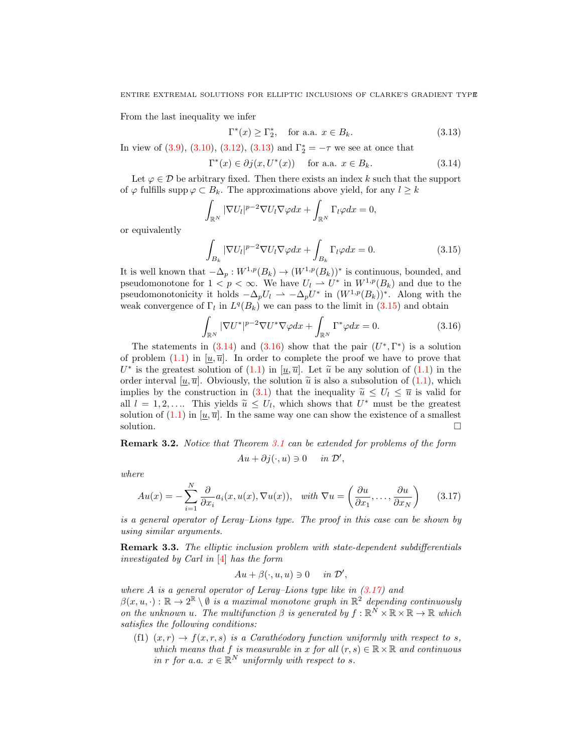From the last inequality we infer

$$\Gamma^*(x) \geq \Gamma_2^*, \quad \text{for a.a. } x \in B_k. \tag{3.13}$$

In view of (3.9), (3.10), (3.12), (3.13) and $\Gamma_2^* = -\tau$ we see at once that

$$\Gamma^*(x) \in \partial j(x, U^*(x)) \quad \text{ for a.a. } x \in B_k. \tag{3.14}$$

Let $\varphi \in \mathcal{D}$ be arbitrary fixed. Then there exists an index $k$ such that the support of $\varphi$ fulfills $\operatorname{supp} \varphi \subset B_k$. The approximations above yield, for any $l \geq k$

$$\int_{\mathbb{R}^N} |\nabla U_l|^{p-2} \nabla U_l \nabla \varphi dx + \int_{\mathbb{R}^N} \Gamma_l \varphi dx = 0,$$

or equivalently

$$\int_{B_k} |\nabla U_l|^{p-2} \nabla U_l \nabla \varphi dx + \int_{B_k} \Gamma_l \varphi dx = 0. \tag{3.15}$$

It is well known that $-\Delta_p : W^{1,p}(B_k) \to (W^{1,p}(B_k))^*$ is continuous, bounded, and pseudomonotone for $1 < p < \infty$. We have $U_l \rightharpoonup U^*$ in $W^{1,p}(B_k)$ and due to the pseudomonotonicity it holds $-\Delta_p U_l \rightharpoonup -\Delta_p U^*$ in $(W^{1,p}(B_k))^*$. Along with the weak convergence of $\Gamma_l$ in $L^q(B_k)$ we can pass to the limit in (3.15) and obtain

$$\int_{\mathbb{R}^N} |\nabla U^*|^{p-2} \nabla U^* \nabla \varphi dx + \int_{\mathbb{R}^N} \Gamma^* \varphi dx = 0. \tag{3.16}$$

The statements in (3.14) and (3.16) show that the pair $(U^*, \Gamma^*)$ is a solution of problem (1.1) in $[\underline{u}, \overline{u}]$. In order to complete the proof we have to prove that $U^*$ is the greatest solution of (1.1) in $[\underline{u}, \overline{u}]$. Let $\widetilde{u}$ be any solution of (1.1) in the order interval $[\underline{u}, \overline{u}]$. Obviously, the solution $\widetilde{u}$ is also a subsolution of (1.1), which implies by the construction in (3.1) that the inequality $\widetilde{u} \leq U_l \leq \overline{u}$ is valid for all $l = 1, 2, \ldots$. This yields $\widetilde{u} \leq U_l$, which shows that $U^*$ must be the greatest solution of (1.1) in $[\underline{u}, \overline{u}]$. In the same way one can show the existence of a smallest solution. $\square$

**Remark 3.2.** *Notice that Theorem 3.1 can be extended for problems of the form*

$$Au + \partial j(\cdot, u) \ni 0 \quad \text{ in } \mathcal{D}',$$

*where*

$$Au(x) = -\sum_{i=1}^{N} \frac{\partial}{\partial x_i} a_i(x, u(x), \nabla u(x)), \quad \text{with } \nabla u = \left( \frac{\partial u}{\partial x_1}, \ldots, \frac{\partial u}{\partial x_N} \right) \tag{3.17}$$

*is a general operator of Leray–Lions type. The proof in this case can be shown by using similar arguments.*

**Remark 3.3.** *The elliptic inclusion problem with state-dependent subdifferentials investigated by Carl in [4] has the form*

$$Au + \beta(\cdot, u, u) \ni 0 \quad \text{ in } \mathcal{D}',$$

*where $A$ is a general operator of Leray–Lions type like in (3.17) and $\beta(x, u, \cdot) : \mathbb{R} \to 2^{\mathbb{R}} \setminus \emptyset$ is a maximal monotone graph in $\mathbb{R}^2$ depending continuously on the unknown $u$. The multifunction $\beta$ is generated by $f : \mathbb{R}^N \times \mathbb{R} \times \mathbb{R} \to \mathbb{R}$ which satisfies the following conditions:*

- (f1) *$(x, r) \to f(x, r, s)$ is a Carathéodory function uniformly with respect to $s$, which means that $f$ is measurable in $x$ for all $(r, s) \in \mathbb{R} \times \mathbb{R}$ and continuous in $r$ for a.a. $x \in \mathbb{R}^N$ uniformly with respect to $s$.*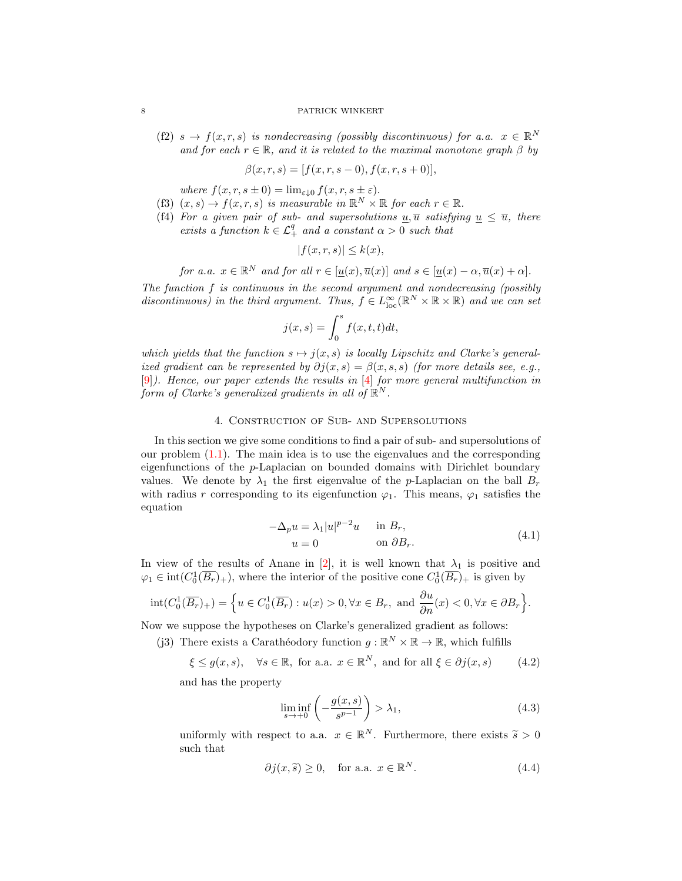(f2) *$s \to f(x,r,s)$ is nondecreasing (possibly discontinuous) for a.a. $x \in \mathbb{R}^N$ and for each $r \in \mathbb{R}$, and it is related to the maximal monotone graph $\beta$ by*

$$\beta(x,r,s) = [f(x,r,s-0), f(x,r,s+0)],$$

*where $f(x,r,s \pm 0) = \lim_{\varepsilon \downarrow 0} f(x,r,s \pm \varepsilon)$.*

(f3) *$(x,s) \to f(x,r,s)$ is measurable in $\mathbb{R}^N \times \mathbb{R}$ for each $r \in \mathbb{R}$.*

(f4) *For a given pair of sub- and supersolutions $\underline{u}, \overline{u}$ satisfying $\underline{u} \leq \overline{u}$, there exists a function $k \in \mathcal{L}_+^q$ and a constant $\alpha > 0$ such that*

$$|f(x,r,s)| \leq k(x),$$

*for a.a. $x \in \mathbb{R}^N$ and for all $r \in [\underline{u}(x), \overline{u}(x)]$ and $s \in [\underline{u}(x) - \alpha, \overline{u}(x) + \alpha]$.*

*The function $f$ is continuous in the second argument and nondecreasing (possibly discontinuous) in the third argument. Thus, $f \in L^\infty_{\text{loc}}(\mathbb{R}^N \times \mathbb{R} \times \mathbb{R})$ and we can set*

$$j(x,s) = \int_0^s f(x,t,t)dt,$$

*which yields that the function $s \mapsto j(x,s)$ is locally Lipschitz and Clarke's generalized gradient can be represented by $\partial j(x,s) = \beta(x,s,s)$ (for more details see, e.g., [9]). Hence, our paper extends the results in [4] for more general multifunction in form of Clarke's generalized gradients in all of $\mathbb{R}^N$.*

## 4. Construction of Sub- and Supersolutions

In this section we give some conditions to find a pair of sub- and supersolutions of our problem (1.1). The main idea is to use the eigenvalues and the corresponding eigenfunctions of the $p$-Laplacian on bounded domains with Dirichlet boundary values. We denote by $\lambda_1$ the first eigenvalue of the $p$-Laplacian on the ball $B_r$ with radius $r$ corresponding to its eigenfunction $\varphi_1$. This means, $\varphi_1$ satisfies the equation

$$\begin{aligned} -\Delta_p u &= \lambda_1 |u|^{p-2}u \quad &&\text{in } B_r, \\ u &= 0 &&\text{on } \partial B_r. \end{aligned} \tag{4.1}$$

In view of the results of Anane in [2], it is well known that $\lambda_1$ is positive and $\varphi_1 \in \text{int}(C_0^1(\overline{B_r})_+)$, where the interior of the positive cone $C_0^1(\overline{B_r})_+$ is given by

$$\text{int}(C_0^1(\overline{B_r})_+) = \Big\{ u \in C_0^1(\overline{B_r}) : u(x) > 0, \forall x \in B_r, \text{ and } \frac{\partial u}{\partial n}(x) < 0, \forall x \in \partial B_r \Big\}.$$

Now we suppose the hypotheses on Clarke's generalized gradient as follows:

(j3) There exists a Carathéodory function $g : \mathbb{R}^N \times \mathbb{R} \to \mathbb{R}$, which fulfills

$$\xi \leq g(x,s), \quad \forall s \in \mathbb{R}, \text{ for a.a. } x \in \mathbb{R}^N, \text{ and for all } \xi \in \partial j(x,s) \tag{4.2}$$

and has the property

$$\liminf_{s \to +0} \left( -\frac{g(x,s)}{s^{p-1}} \right) > \lambda_1, \tag{4.3}$$

uniformly with respect to a.a. $x \in \mathbb{R}^N$. Furthermore, there exists $\tilde{s} > 0$ such that

$$\partial j(x, \tilde{s}) \geq 0, \quad \text{for a.a. } x \in \mathbb{R}^N. \tag{4.4}$$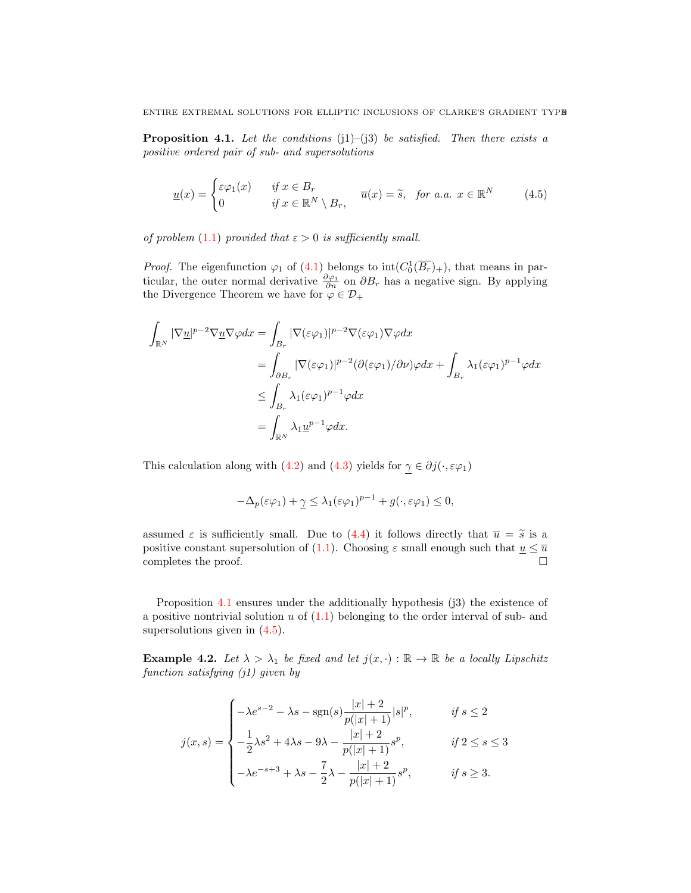**Proposition 4.1.** *Let the conditions* (j1)–(j3) *be satisfied. Then there exists a positive ordered pair of sub- and supersolutions*

$$\underline{u}(x) = \begin{cases} \varepsilon\varphi_1(x) & \text{if } x \in B_r \\ 0 & \text{if } x \in \mathbb{R}^N \setminus B_r, \end{cases} \qquad \overline{u}(x) = \widetilde{s}, \quad \textit{for a.a. } x \in \mathbb{R}^N \tag{4.5}$$

*of problem* (1.1) *provided that* $\varepsilon > 0$ *is sufficiently small.*

*Proof.* The eigenfunction $\varphi_1$ of (4.1) belongs to $\operatorname{int}(C_0^1(\overline{B_r})_+)$, that means in particular, the outer normal derivative $\frac{\partial \varphi_1}{\partial n}$ on $\partial B_r$ has a negative sign. By applying the Divergence Theorem we have for $\varphi \in \mathcal{D}_+$

$$\begin{aligned}
\int_{\mathbb{R}^N} |\nabla \underline{u}|^{p-2} \nabla \underline{u} \nabla \varphi dx &= \int_{B_r} |\nabla(\varepsilon\varphi_1)|^{p-2} \nabla(\varepsilon\varphi_1) \nabla \varphi dx \\
&= \int_{\partial B_r} |\nabla(\varepsilon\varphi_1)|^{p-2} (\partial(\varepsilon\varphi_1)/\partial\nu) \varphi dx + \int_{B_r} \lambda_1 (\varepsilon\varphi_1)^{p-1} \varphi dx \\
&\le \int_{B_r} \lambda_1 (\varepsilon\varphi_1)^{p-1} \varphi dx \\
&= \int_{\mathbb{R}^N} \lambda_1 \underline{u}^{p-1} \varphi dx.
\end{aligned}$$

This calculation along with (4.2) and (4.3) yields for $\underline{\gamma} \in \partial j(\cdot, \varepsilon\varphi_1)$

$$-\Delta_p(\varepsilon\varphi_1) + \underline{\gamma} \le \lambda_1 (\varepsilon\varphi_1)^{p-1} + g(\cdot, \varepsilon\varphi_1) \le 0,$$

assumed $\varepsilon$ is sufficiently small. Due to (4.4) it follows directly that $\overline{u} = \widetilde{s}$ is a positive constant supersolution of (1.1). Choosing $\varepsilon$ small enough such that $\underline{u} \le \overline{u}$ completes the proof. $\square$

Proposition 4.1 ensures under the additionally hypothesis (j3) the existence of a positive nontrivial solution $u$ of (1.1) belonging to the order interval of sub- and supersolutions given in (4.5).

**Example 4.2.** *Let* $\lambda > \lambda_1$ *be fixed and let* $j(x, \cdot) : \mathbb{R} \to \mathbb{R}$ *be a locally Lipschitz function satisfying (j1) given by*

$$j(x, s) = \begin{cases} -\lambda e^{s-2} - \lambda s - \operatorname{sgn}(s) \dfrac{|x| + 2}{p(|x| + 1)} |s|^p, & \text{if } s \le 2 \\ -\dfrac{1}{2}\lambda s^2 + 4\lambda s - 9\lambda - \dfrac{|x| + 2}{p(|x| + 1)} s^p, & \text{if } 2 \le s \le 3 \\ -\lambda e^{-s+3} + \lambda s - \dfrac{7}{2}\lambda - \dfrac{|x| + 2}{p(|x| + 1)} s^p, & \text{if } s \ge 3. \end{cases}$$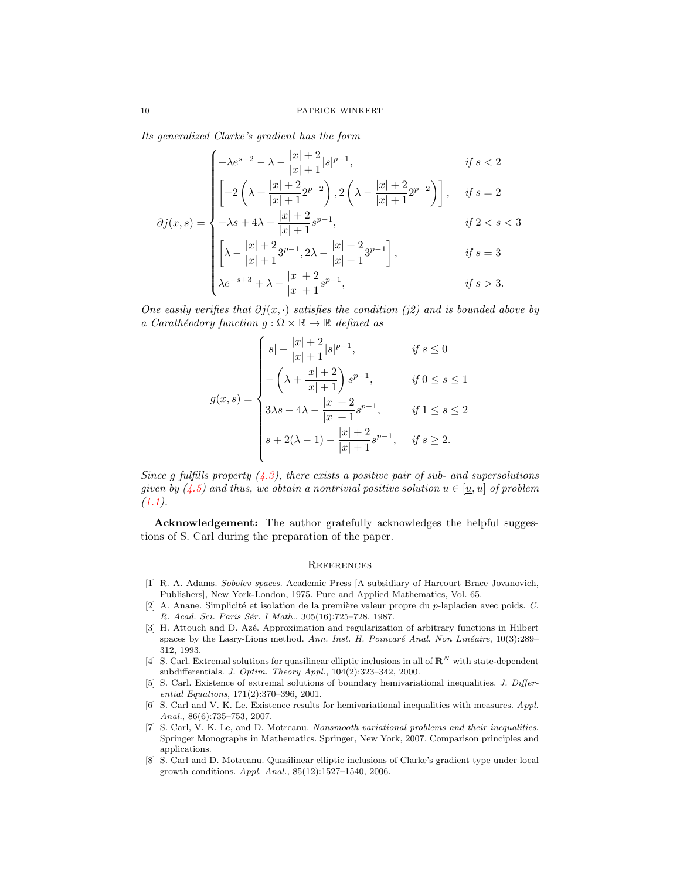*Its generalized Clarke's gradient has the form*

$$
\partial j(x,s) = \begin{cases}
-\lambda e^{s-2} - \lambda - \dfrac{|x|+2}{|x|+1}|s|^{p-1}, & \text{if } s < 2 \\[2mm]
\left[-2\left(\lambda + \dfrac{|x|+2}{|x|+1}2^{p-2}\right), 2\left(\lambda - \dfrac{|x|+2}{|x|+1}2^{p-2}\right)\right], & \text{if } s = 2 \\[2mm]
-\lambda s + 4\lambda - \dfrac{|x|+2}{|x|+1}s^{p-1}, & \text{if } 2 < s < 3 \\[2mm]
\left[\lambda - \dfrac{|x|+2}{|x|+1}3^{p-1}, 2\lambda - \dfrac{|x|+2}{|x|+1}3^{p-1}\right], & \text{if } s = 3 \\[2mm]
\lambda e^{-s+3} + \lambda - \dfrac{|x|+2}{|x|+1}s^{p-1}, & \text{if } s > 3.
\end{cases}
$$

*One easily verifies that $\partial j(x,\cdot)$ satisfies the condition (j2) and is bounded above by a Carathéodory function $g : \Omega \times \mathbb{R} \to \mathbb{R}$ defined as*

$$
g(x,s) = \begin{cases}
|s| - \dfrac{|x|+2}{|x|+1}|s|^{p-1}, & \text{if } s \le 0 \\[2mm]
-\left(\lambda + \dfrac{|x|+2}{|x|+1}\right)s^{p-1}, & \text{if } 0 \le s \le 1 \\[2mm]
3\lambda s - 4\lambda - \dfrac{|x|+2}{|x|+1}s^{p-1}, & \text{if } 1 \le s \le 2 \\[2mm]
s + 2(\lambda - 1) - \dfrac{|x|+2}{|x|+1}s^{p-1}, & \text{if } s \ge 2.
\end{cases}
$$

*Since $g$ fulfills property (4.3), there exists a positive pair of sub- and supersolutions given by (4.5) and thus, we obtain a nontrivial positive solution $u \in [\underline{u}, \overline{u}]$ of problem (1.1).*

**Acknowledgement:** The author gratefully acknowledges the helpful suggestions of S. Carl during the preparation of the paper.

## References

[1] R. A. Adams. *Sobolev spaces*. Academic Press [A subsidiary of Harcourt Brace Jovanovich, Publishers], New York-London, 1975. Pure and Applied Mathematics, Vol. 65.

[2] A. Anane. Simplicité et isolation de la première valeur propre du $p$-laplacien avec poids. *C. R. Acad. Sci. Paris Sér. I Math.*, 305(16):725–728, 1987.

[3] H. Attouch and D. Azé. Approximation and regularization of arbitrary functions in Hilbert spaces by the Lasry-Lions method. *Ann. Inst. H. Poincaré Anal. Non Linéaire*, 10(3):289–312, 1993.

[4] S. Carl. Extremal solutions for quasilinear elliptic inclusions in all of $\mathbf{R}^N$ with state-dependent subdifferentials. *J. Optim. Theory Appl.*, 104(2):323–342, 2000.

[5] S. Carl. Existence of extremal solutions of boundary hemivariational inequalities. *J. Differential Equations*, 171(2):370–396, 2001.

[6] S. Carl and V. K. Le. Existence results for hemivariational inequalities with measures. *Appl. Anal.*, 86(6):735–753, 2007.

[7] S. Carl, V. K. Le, and D. Motreanu. *Nonsmooth variational problems and their inequalities*. Springer Monographs in Mathematics. Springer, New York, 2007. Comparison principles and applications.

[8] S. Carl and D. Motreanu. Quasilinear elliptic inclusions of Clarke's gradient type under local growth conditions. *Appl. Anal.*, 85(12):1527–1540, 2006.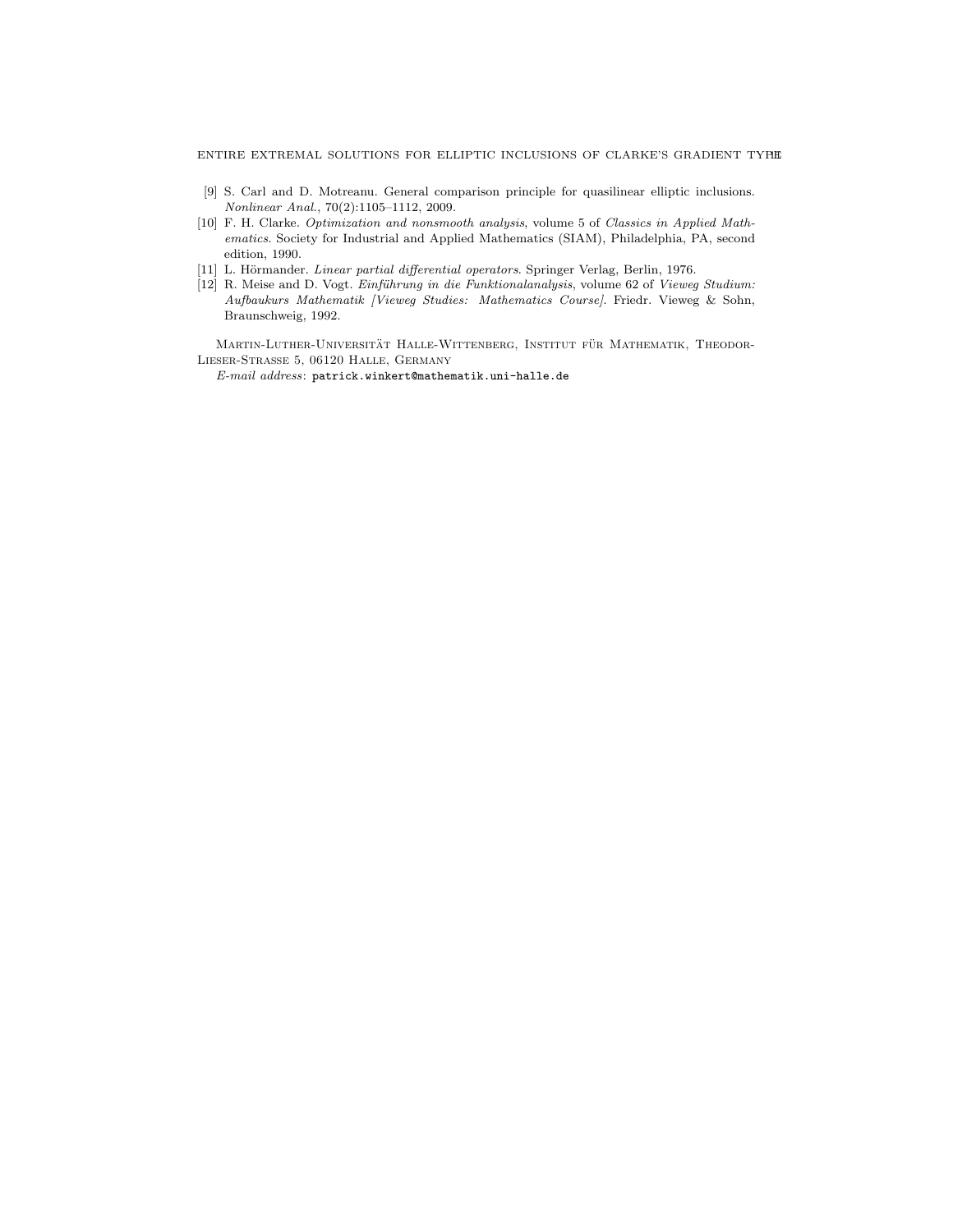[9] S. Carl and D. Motreanu. General comparison principle for quasilinear elliptic inclusions. *Nonlinear Anal.*, 70(2):1105–1112, 2009.

[10] F. H. Clarke. *Optimization and nonsmooth analysis*, volume 5 of *Classics in Applied Mathematics*. Society for Industrial and Applied Mathematics (SIAM), Philadelphia, PA, second edition, 1990.

[11] L. Hörmander. *Linear partial differential operators*. Springer Verlag, Berlin, 1976.

[12] R. Meise and D. Vogt. *Einführung in die Funktionalanalysis*, volume 62 of *Vieweg Studium: Aufbaukurs Mathematik [Vieweg Studies: Mathematics Course]*. Friedr. Vieweg & Sohn, Braunschweig, 1992.

Martin-Luther-Universität Halle-Wittenberg, Institut für Mathematik, Theodor-Lieser-Strasse 5, 06120 Halle, Germany

*E-mail address*: patrick.winkert@mathematik.uni-halle.de